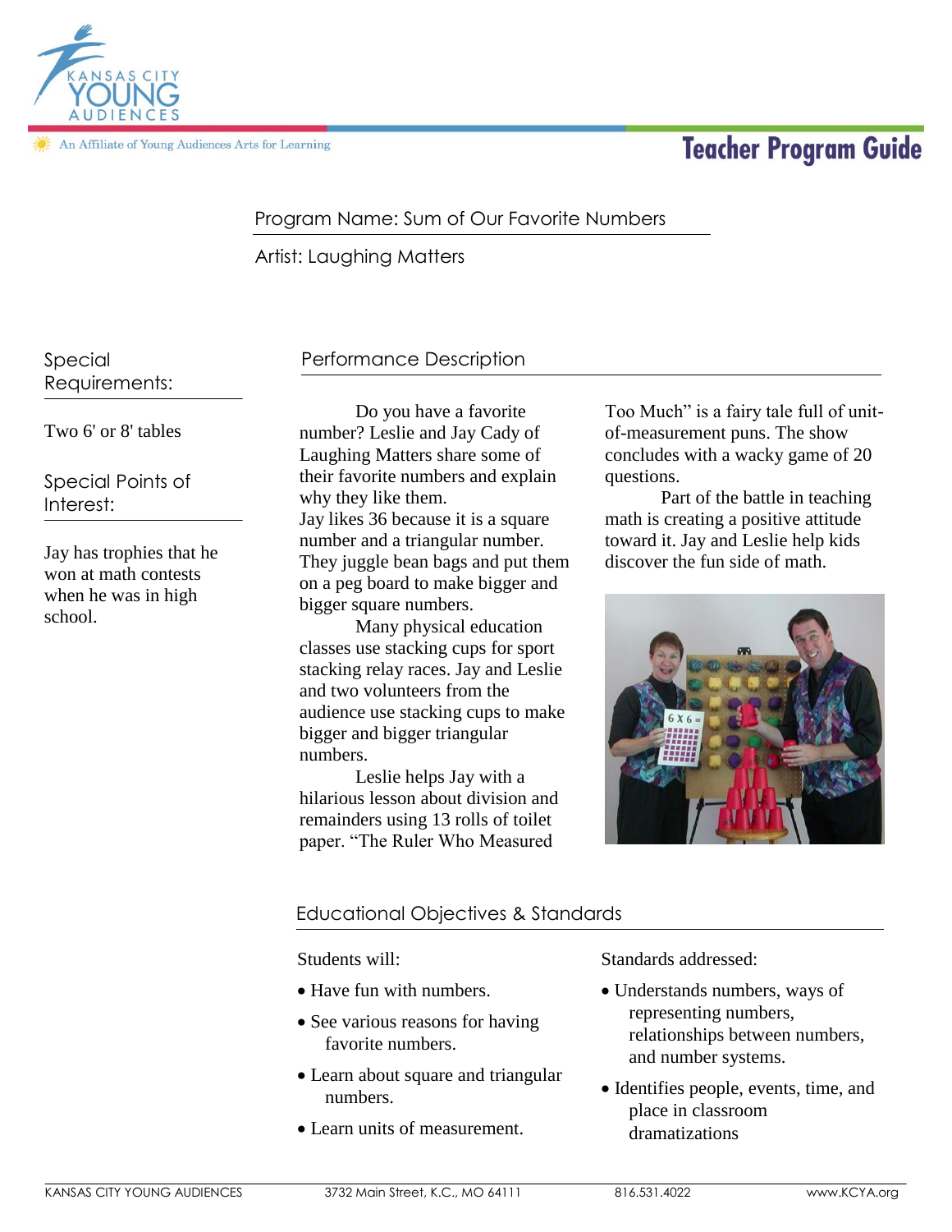# Teacher Program Guide

Kansas City Young Audiences

An Affiliate of Young Audiences Arts for Learning

Program Name: Sum of Our Favorite Numbers

Artist: Laughing Matters

## Special Requirements:

Two 6' or 8' tables

## Special Points of Interest:

Jay has trophies that he won at math contests when he was in high school.

## Performance Description

Do you have a favorite number? Leslie and Jay Cady of Laughing Matters share some of their favorite numbers and explain why they like them. Jay likes 36 because it is a square number and a triangular number. They juggle bean bags and put them on a peg board to make bigger and bigger square numbers.

Many physical education classes use stacking cups for sport stacking relay races. Jay and Leslie and two volunteers from the audience use stacking cups to make bigger and bigger triangular numbers.

Leslie helps Jay with a hilarious lesson about division and remainders using 13 rolls of toilet paper. "The Ruler Who Measured Too Much" is a fairy tale full of unit-of-measurement puns. The show concludes with a wacky game of 20 questions.

Part of the battle in teaching math is creating a positive attitude toward it. Jay and Leslie help kids discover the fun side of math.

## Educational Objectives & Standards

Students will:

- Have fun with numbers.
- See various reasons for having favorite numbers.
- Learn about square and triangular numbers.
- Learn units of measurement.

Standards addressed:

- Understands numbers, ways of representing numbers, relationships between numbers, and number systems.
- Identifies people, events, time, and place in classroom dramatizations

KANSAS CITY YOUNG AUDIENCES | 3732 Main Street, K.C., MO 64111 | 816.531.4022 | www.KCYA.org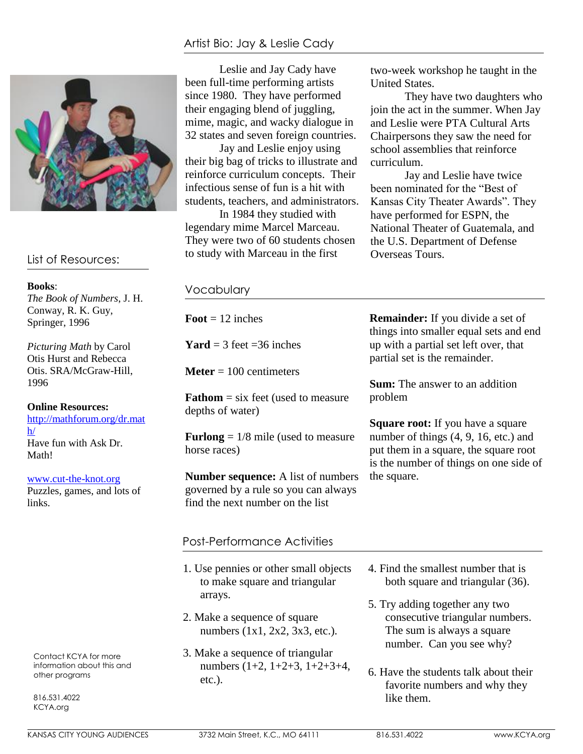## Artist Bio: Jay & Leslie Cady

Leslie and Jay Cady have been full-time performing artists since 1980. They have performed their engaging blend of juggling, mime, magic, and wacky dialogue in 32 states and seven foreign countries.

Jay and Leslie enjoy using their big bag of tricks to illustrate and reinforce curriculum concepts. Their infectious sense of fun is a hit with students, teachers, and administrators.

In 1984 they studied with legendary mime Marcel Marceau. They were two of 60 students chosen to study with Marceau in the first two-week workshop he taught in the United States.

They have two daughters who join the act in the summer. When Jay and Leslie were PTA Cultural Arts Chairpersons they saw the need for school assemblies that reinforce curriculum.

Jay and Leslie have twice been nominated for the "Best of Kansas City Theater Awards". They have performed for ESPN, the National Theater of Guatemala, and the U.S. Department of Defense Overseas Tours.

## List of Resources:

**Books**:

*The Book of Numbers*, J. H. Conway, R. K. Guy, Springer, 1996

*Picturing Math* by Carol Otis Hurst and Rebecca Otis. SRA/McGraw-Hill, 1996

**Online Resources:**

http://mathforum.org/dr.math/
Have fun with Ask Dr. Math!

www.cut-the-knot.org
Puzzles, games, and lots of links.

Contact KCYA for more information about this and other programs

816.531.4022
KCYA.org

## Vocabulary

**Foot** = 12 inches

**Yard** = 3 feet =36 inches

**Meter** = 100 centimeters

**Fathom** = six feet (used to measure depths of water)

**Furlong** = 1/8 mile (used to measure horse races)

**Number sequence:** A list of numbers governed by a rule so you can always find the next number on the list

**Remainder:** If you divide a set of things into smaller equal sets and end up with a partial set left over, that partial set is the remainder.

**Sum:** The answer to an addition problem

**Square root:** If you have a square number of things (4, 9, 16, etc.) and put them in a square, the square root is the number of things on one side of the square.

## Post-Performance Activities

1. Use pennies or other small objects to make square and triangular arrays.
2. Make a sequence of square numbers (1x1, 2x2, 3x3, etc.).
3. Make a sequence of triangular numbers (1+2, 1+2+3, 1+2+3+4, etc.).
4. Find the smallest number that is both square and triangular (36).
5. Try adding together any two consecutive triangular numbers. The sum is always a square number. Can you see why?
6. Have the students talk about their favorite numbers and why they like them.